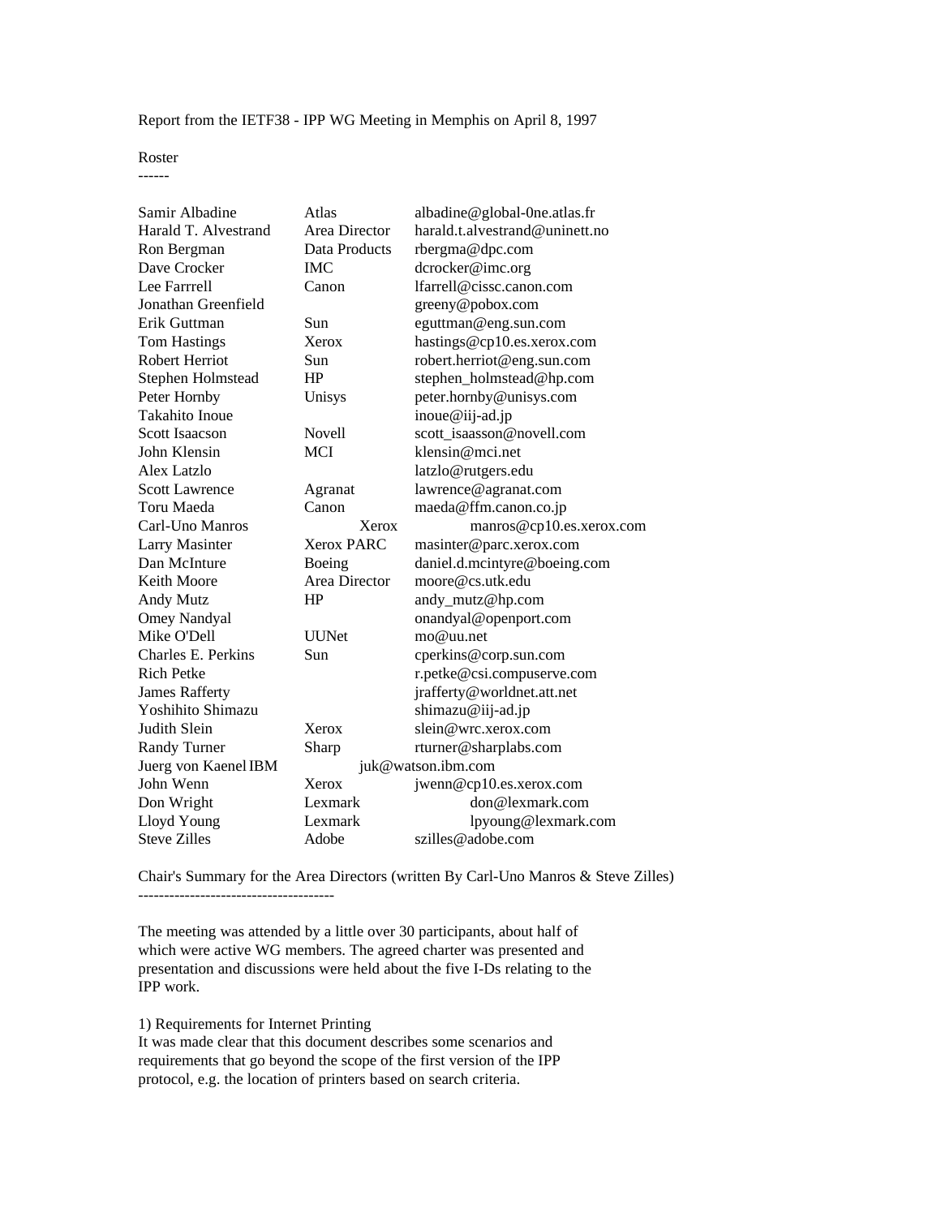Report from the IETF38 - IPP WG Meeting in Memphis on April 8, 1997

## Roster

| | | |
|---|---|---|
| Samir Albadine | Atlas | albadine@global-0ne.atlas.fr |
| Harald T. Alvestrand | Area Director | harald.t.alvestrand@uninett.no |
| Ron Bergman | Data Products | rbergma@dpc.com |
| Dave Crocker | IMC | dcrocker@imc.org |
| Lee Farrrell | Canon | lfarrell@cissc.canon.com |
| Jonathan Greenfield | | greeny@pobox.com |
| Erik Guttman | Sun | eguttman@eng.sun.com |
| Tom Hastings | Xerox | hastings@cp10.es.xerox.com |
| Robert Herriot | Sun | robert.herriot@eng.sun.com |
| Stephen Holmstead | HP | stephen_holmstead@hp.com |
| Peter Hornby | Unisys | peter.hornby@unisys.com |
| Takahito Inoue | | inoue@iij-ad.jp |
| Scott Isaacson | Novell | scott_isaasson@novell.com |
| John Klensin | MCI | klensin@mci.net |
| Alex Latzlo | | latzlo@rutgers.edu |
| Scott Lawrence | Agranat | lawrence@agranat.com |
| Toru Maeda | Canon | maeda@ffm.canon.co.jp |
| Carl-Uno Manros | Xerox | manros@cp10.es.xerox.com |
| Larry Masinter | Xerox PARC | masinter@parc.xerox.com |
| Dan McInture | Boeing | daniel.d.mcintyre@boeing.com |
| Keith Moore | Area Director | moore@cs.utk.edu |
| Andy Mutz | HP | andy_mutz@hp.com |
| Omey Nandyal | | onandyal@openport.com |
| Mike O'Dell | UUNet | mo@uu.net |
| Charles E. Perkins | Sun | cperkins@corp.sun.com |
| Rich Petke | | r.petke@csi.compuserve.com |
| James Rafferty | | jrafferty@worldnet.att.net |
| Yoshihito Shimazu | | shimazu@iij-ad.jp |
| Judith Slein | Xerox | slein@wrc.xerox.com |
| Randy Turner | Sharp | rturner@sharplabs.com |
| Juerg von Kaenel | IBM | juk@watson.ibm.com |
| John Wenn | Xerox | jwenn@cp10.es.xerox.com |
| Don Wright | Lexmark | don@lexmark.com |
| Lloyd Young | Lexmark | lpyoung@lexmark.com |
| Steve Zilles | Adobe | szilles@adobe.com |

## Chair's Summary for the Area Directors (written By Carl-Uno Manros & Steve Zilles)

The meeting was attended by a little over 30 participants, about half of which were active WG members. The agreed charter was presented and presentation and discussions were held about the five I-Ds relating to the IPP work.

1) Requirements for Internet Printing
It was made clear that this document describes some scenarios and requirements that go beyond the scope of the first version of the IPP protocol, e.g. the location of printers based on search criteria.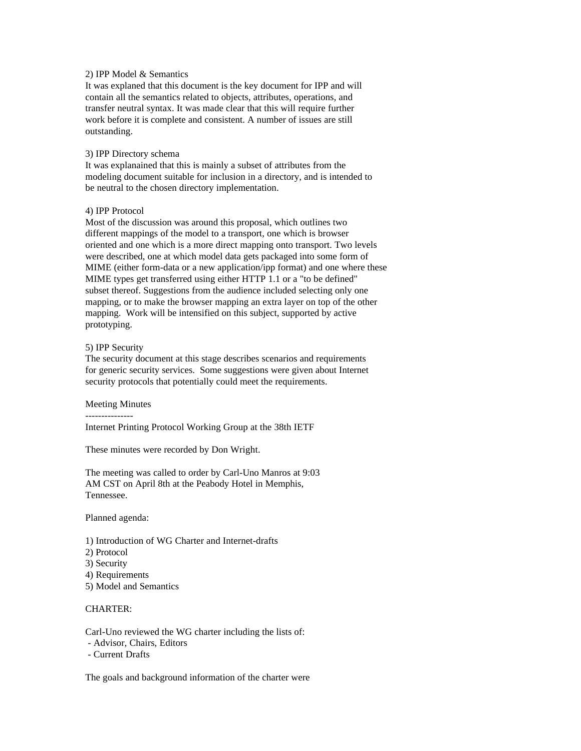2) IPP Model & Semantics
It was explaned that this document is the key document for IPP and will contain all the semantics related to objects, attributes, operations, and transfer neutral syntax. It was made clear that this will require further work before it is complete and consistent. A number of issues are still outstanding.

3) IPP Directory schema
It was explanained that this is mainly a subset of attributes from the modeling document suitable for inclusion in a directory, and is intended to be neutral to the chosen directory implementation.

4) IPP Protocol
Most of the discussion was around this proposal, which outlines two different mappings of the model to a transport, one which is browser oriented and one which is a more direct mapping onto transport. Two levels were described, one at which model data gets packaged into some form of MIME (either form-data or a new application/ipp format) and one where these MIME types get transferred using either HTTP 1.1 or a "to be defined" subset thereof. Suggestions from the audience included selecting only one mapping, or to make the browser mapping an extra layer on top of the other mapping. Work will be intensified on this subject, supported by active prototyping.

5) IPP Security
The security document at this stage describes scenarios and requirements for generic security services. Some suggestions were given about Internet security protocols that potentially could meet the requirements.

Meeting Minutes
---------------
Internet Printing Protocol Working Group at the 38th IETF

These minutes were recorded by Don Wright.

The meeting was called to order by Carl-Uno Manros at 9:03 AM CST on April 8th at the Peabody Hotel in Memphis, Tennessee.

Planned agenda:

1) Introduction of WG Charter and Internet-drafts
2) Protocol
3) Security
4) Requirements
5) Model and Semantics

CHARTER:

Carl-Uno reviewed the WG charter including the lists of:
 - Advisor, Chairs, Editors
 - Current Drafts

The goals and background information of the charter were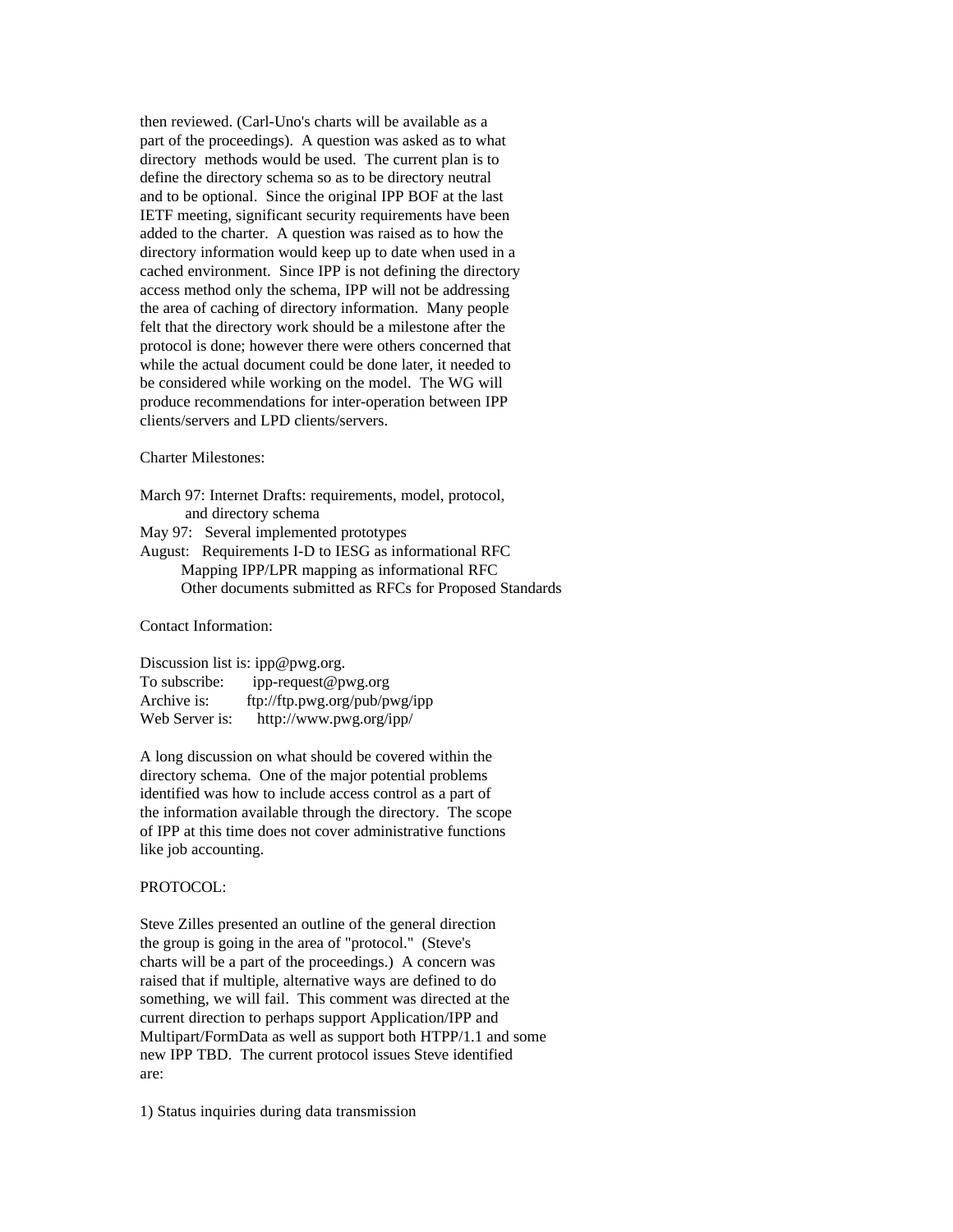then reviewed. (Carl-Uno's charts will be available as a part of the proceedings). A question was asked as to what directory methods would be used. The current plan is to define the directory schema so as to be directory neutral and to be optional. Since the original IPP BOF at the last IETF meeting, significant security requirements have been added to the charter. A question was raised as to how the directory information would keep up to date when used in a cached environment. Since IPP is not defining the directory access method only the schema, IPP will not be addressing the area of caching of directory information. Many people felt that the directory work should be a milestone after the protocol is done; however there were others concerned that while the actual document could be done later, it needed to be considered while working on the model. The WG will produce recommendations for inter-operation between IPP clients/servers and LPD clients/servers.

Charter Milestones:

March 97: Internet Drafts: requirements, model, protocol, and directory schema
May 97: Several implemented prototypes
August: Requirements I-D to IESG as informational RFC
Mapping IPP/LPR mapping as informational RFC
Other documents submitted as RFCs for Proposed Standards

Contact Information:

Discussion list is: ipp@pwg.org.
To subscribe: ipp-request@pwg.org
Archive is: ftp://ftp.pwg.org/pub/pwg/ipp
Web Server is: http://www.pwg.org/ipp/

A long discussion on what should be covered within the directory schema. One of the major potential problems identified was how to include access control as a part of the information available through the directory. The scope of IPP at this time does not cover administrative functions like job accounting.

PROTOCOL:

Steve Zilles presented an outline of the general direction the group is going in the area of "protocol." (Steve's charts will be a part of the proceedings.) A concern was raised that if multiple, alternative ways are defined to do something, we will fail. This comment was directed at the current direction to perhaps support Application/IPP and Multipart/FormData as well as support both HTPP/1.1 and some new IPP TBD. The current protocol issues Steve identified are:

1) Status inquiries during data transmission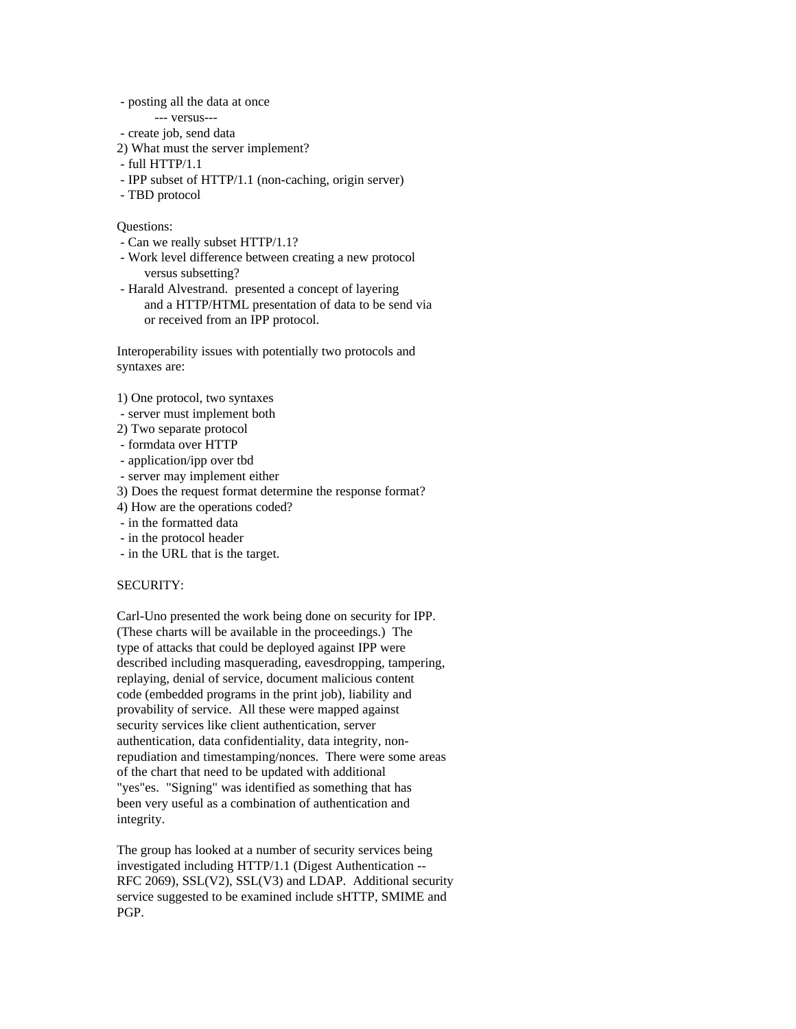- posting all the data at once
    --- versus---
- create job, send data

2) What must the server implement?
- full HTTP/1.1
- IPP subset of HTTP/1.1 (non-caching, origin server)
- TBD protocol

Questions:
- Can we really subset HTTP/1.1?
- Work level difference between creating a new protocol versus subsetting?
- Harald Alvestrand. presented a concept of layering and a HTTP/HTML presentation of data to be send via or received from an IPP protocol.

Interoperability issues with potentially two protocols and syntaxes are:

1) One protocol, two syntaxes
- server must implement both

2) Two separate protocol
- formdata over HTTP
- application/ipp over tbd
- server may implement either

3) Does the request format determine the response format?

4) How are the operations coded?
- in the formatted data
- in the protocol header
- in the URL that is the target.

SECURITY:

Carl-Uno presented the work being done on security for IPP. (These charts will be available in the proceedings.) The type of attacks that could be deployed against IPP were described including masquerading, eavesdropping, tampering, replaying, denial of service, document malicious content code (embedded programs in the print job), liability and provability of service. All these were mapped against security services like client authentication, server authentication, data confidentiality, data integrity, non-repudiation and timestamping/nonces. There were some areas of the chart that need to be updated with additional "yes"es. "Signing" was identified as something that has been very useful as a combination of authentication and integrity.

The group has looked at a number of security services being investigated including HTTP/1.1 (Digest Authentication -- RFC 2069), SSL(V2), SSL(V3) and LDAP. Additional security service suggested to be examined include sHTTP, SMIME and PGP.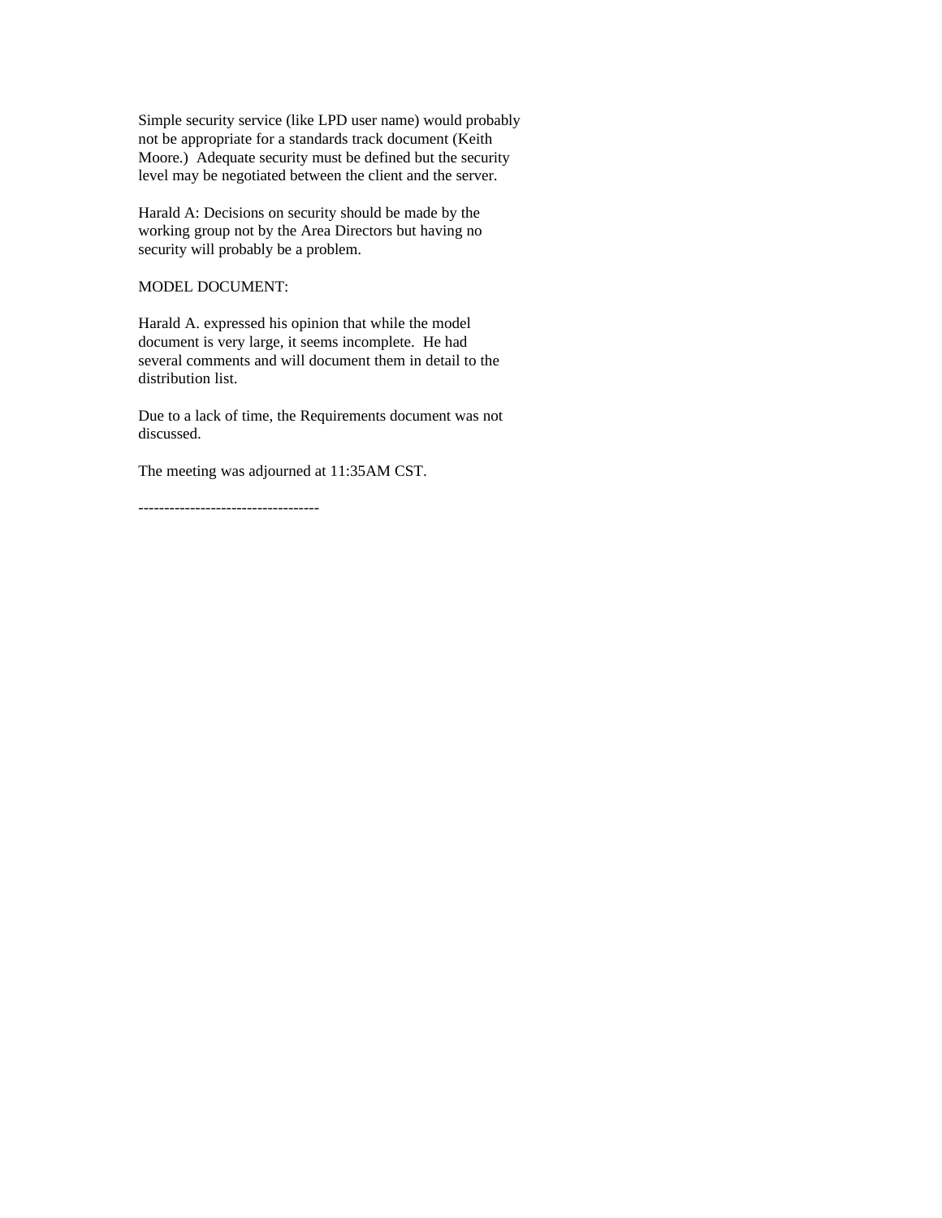Simple security service (like LPD user name) would probably not be appropriate for a standards track document (Keith Moore.)  Adequate security must be defined but the security level may be negotiated between the client and the server.

Harald A: Decisions on security should be made by the working group not by the Area Directors but having no security will probably be a problem.

MODEL DOCUMENT:

Harald A. expressed his opinion that while the model document is very large, it seems incomplete.  He had several comments and will document them in detail to the distribution list.

Due to a lack of time, the Requirements document was not discussed.

The meeting was adjourned at 11:35AM CST.

----------------------------------